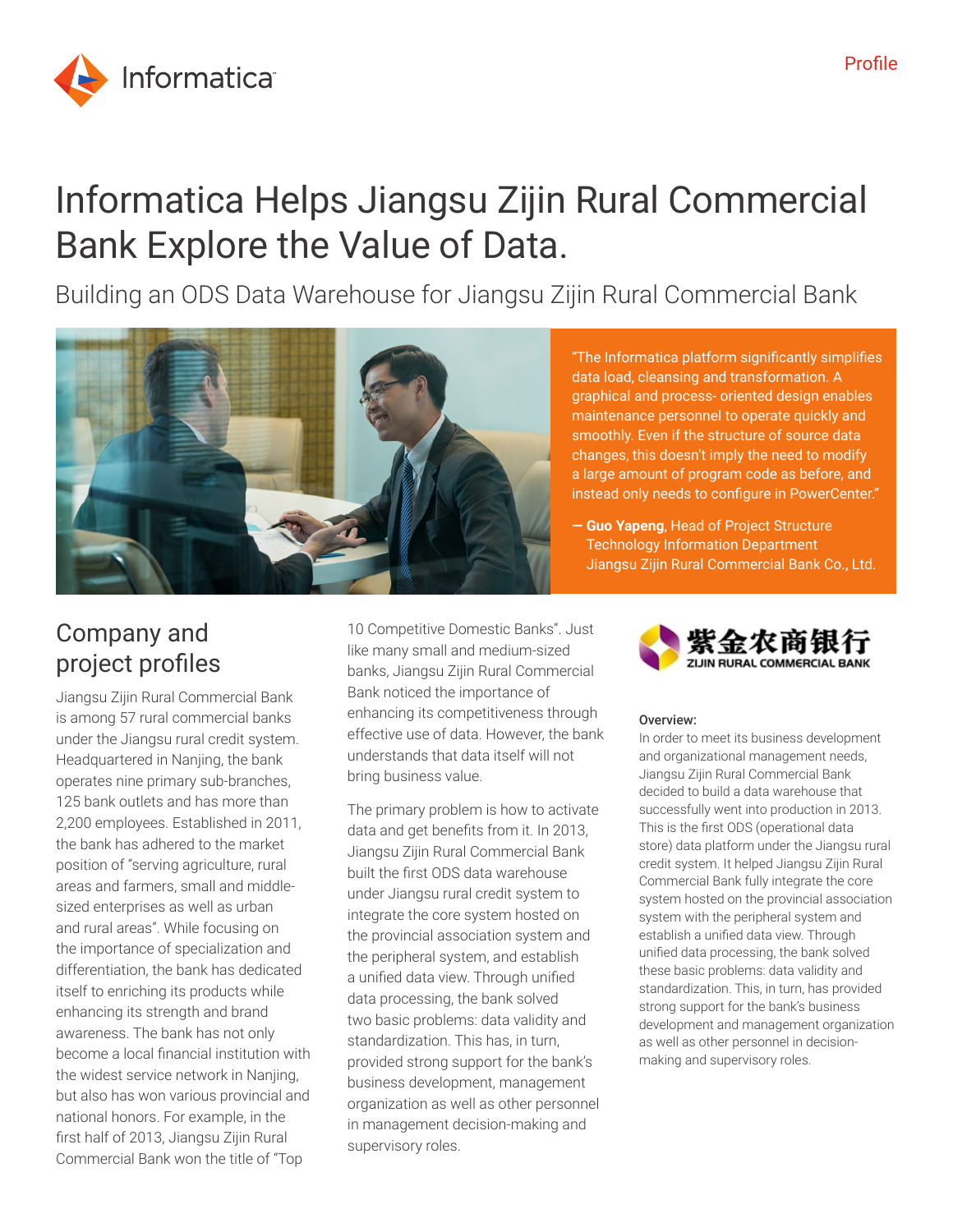# Informatica Helps Jiangsu Zijin Rural Commercial Bank Explore the Value of Data.

## Building an ODS Data Warehouse for Jiangsu Zijin Rural Commercial Bank

"The Informatica platform significantly simplifies data load, cleansing and transformation. A graphical and process- oriented design enables maintenance personnel to operate quickly and smoothly. Even if the structure of source data changes, this doesn't imply the need to modify a large amount of program code as before, and instead only needs to configure in PowerCenter."

**— Guo Yapeng**, Head of Project Structure
Technology Information Department
Jiangsu Zijin Rural Commercial Bank Co., Ltd.

## Company and project profiles

Jiangsu Zijin Rural Commercial Bank is among 57 rural commercial banks under the Jiangsu rural credit system. Headquartered in Nanjing, the bank operates nine primary sub-branches, 125 bank outlets and has more than 2,200 employees. Established in 2011, the bank has adhered to the market position of "serving agriculture, rural areas and farmers, small and middle-sized enterprises as well as urban and rural areas". While focusing on the importance of specialization and differentiation, the bank has dedicated itself to enriching its products while enhancing its strength and brand awareness. The bank has not only become a local financial institution with the widest service network in Nanjing, but also has won various provincial and national honors. For example, in the first half of 2013, Jiangsu Zijin Rural Commercial Bank won the title of "Top 10 Competitive Domestic Banks". Just like many small and medium-sized banks, Jiangsu Zijin Rural Commercial Bank noticed the importance of enhancing its competitiveness through effective use of data. However, the bank understands that data itself will not bring business value.

The primary problem is how to activate data and get benefits from it. In 2013, Jiangsu Zijin Rural Commercial Bank built the first ODS data warehouse under Jiangsu rural credit system to integrate the core system hosted on the provincial association system and the peripheral system, and establish a unified data view. Through unified data processing, the bank solved two basic problems: data validity and standardization. This has, in turn, provided strong support for the bank's business development, management organization as well as other personnel in management decision-making and supervisory roles.

紫金农商银行
ZIJIN RURAL COMMERCIAL BANK

**Overview:**

In order to meet its business development and organizational management needs, Jiangsu Zijin Rural Commercial Bank decided to build a data warehouse that successfully went into production in 2013. This is the first ODS (operational data store) data platform under the Jiangsu rural credit system. It helped Jiangsu Zijin Rural Commercial Bank fully integrate the core system hosted on the provincial association system with the peripheral system and establish a unified data view. Through unified data processing, the bank solved these basic problems: data validity and standardization. This, in turn, has provided strong support for the bank's business development and management organization as well as other personnel in decision-making and supervisory roles.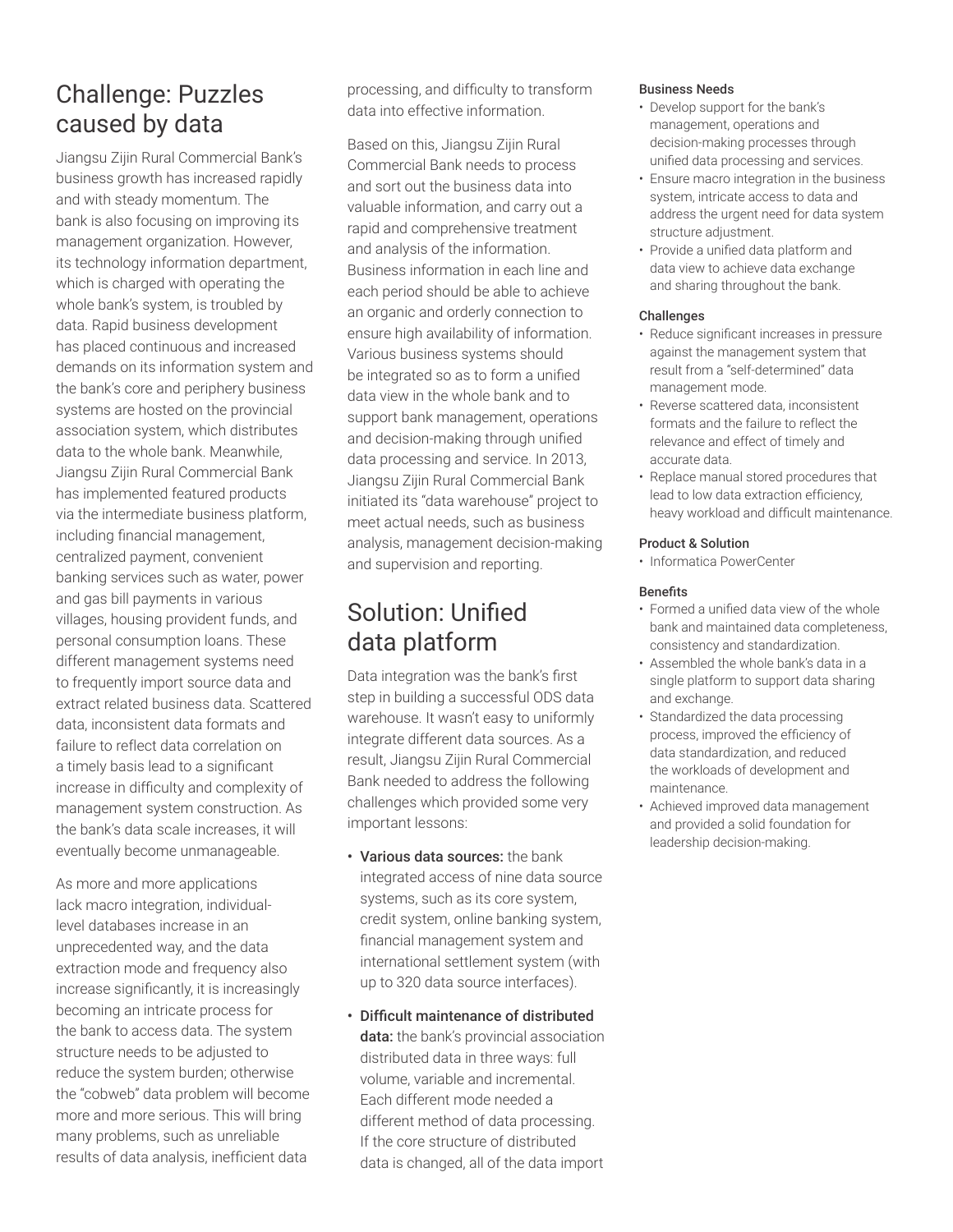## Challenge: Puzzles caused by data

Jiangsu Zijin Rural Commercial Bank's business growth has increased rapidly and with steady momentum. The bank is also focusing on improving its management organization. However, its technology information department, which is charged with operating the whole bank's system, is troubled by data. Rapid business development has placed continuous and increased demands on its information system and the bank's core and periphery business systems are hosted on the provincial association system, which distributes data to the whole bank. Meanwhile, Jiangsu Zijin Rural Commercial Bank has implemented featured products via the intermediate business platform, including financial management, centralized payment, convenient banking services such as water, power and gas bill payments in various villages, housing provident funds, and personal consumption loans. These different management systems need to frequently import source data and extract related business data. Scattered data, inconsistent data formats and failure to reflect data correlation on a timely basis lead to a significant increase in difficulty and complexity of management system construction. As the bank's data scale increases, it will eventually become unmanageable.

As more and more applications lack macro integration, individual-level databases increase in an unprecedented way, and the data extraction mode and frequency also increase significantly, it is increasingly becoming an intricate process for the bank to access data. The system structure needs to be adjusted to reduce the system burden; otherwise the "cobweb" data problem will become more and more serious. This will bring many problems, such as unreliable results of data analysis, inefficient data processing, and difficulty to transform data into effective information.

Based on this, Jiangsu Zijin Rural Commercial Bank needs to process and sort out the business data into valuable information, and carry out a rapid and comprehensive treatment and analysis of the information. Business information in each line and each period should be able to achieve an organic and orderly connection to ensure high availability of information. Various business systems should be integrated so as to form a unified data view in the whole bank and to support bank management, operations and decision-making through unified data processing and service. In 2013, Jiangsu Zijin Rural Commercial Bank initiated its "data warehouse" project to meet actual needs, such as business analysis, management decision-making and supervision and reporting.

## Solution: Unified data platform

Data integration was the bank's first step in building a successful ODS data warehouse. It wasn't easy to uniformly integrate different data sources. As a result, Jiangsu Zijin Rural Commercial Bank needed to address the following challenges which provided some very important lessons:

- **Various data sources:** the bank integrated access of nine data source systems, such as its core system, credit system, online banking system, financial management system and international settlement system (with up to 320 data source interfaces).
- **Difficult maintenance of distributed data:** the bank's provincial association distributed data in three ways: full volume, variable and incremental. Each different mode needed a different method of data processing. If the core structure of distributed data is changed, all of the data import

#### Business Needs

- Develop support for the bank's management, operations and decision-making processes through unified data processing and services.
- Ensure macro integration in the business system, intricate access to data and address the urgent need for data system structure adjustment.
- Provide a unified data platform and data view to achieve data exchange and sharing throughout the bank.

#### Challenges

- Reduce significant increases in pressure against the management system that result from a "self-determined" data management mode.
- Reverse scattered data, inconsistent formats and the failure to reflect the relevance and effect of timely and accurate data.
- Replace manual stored procedures that lead to low data extraction efficiency, heavy workload and difficult maintenance.

#### Product & Solution

- Informatica PowerCenter

#### Benefits

- Formed a unified data view of the whole bank and maintained data completeness, consistency and standardization.
- Assembled the whole bank's data in a single platform to support data sharing and exchange.
- Standardized the data processing process, improved the efficiency of data standardization, and reduced the workloads of development and maintenance.
- Achieved improved data management and provided a solid foundation for leadership decision-making.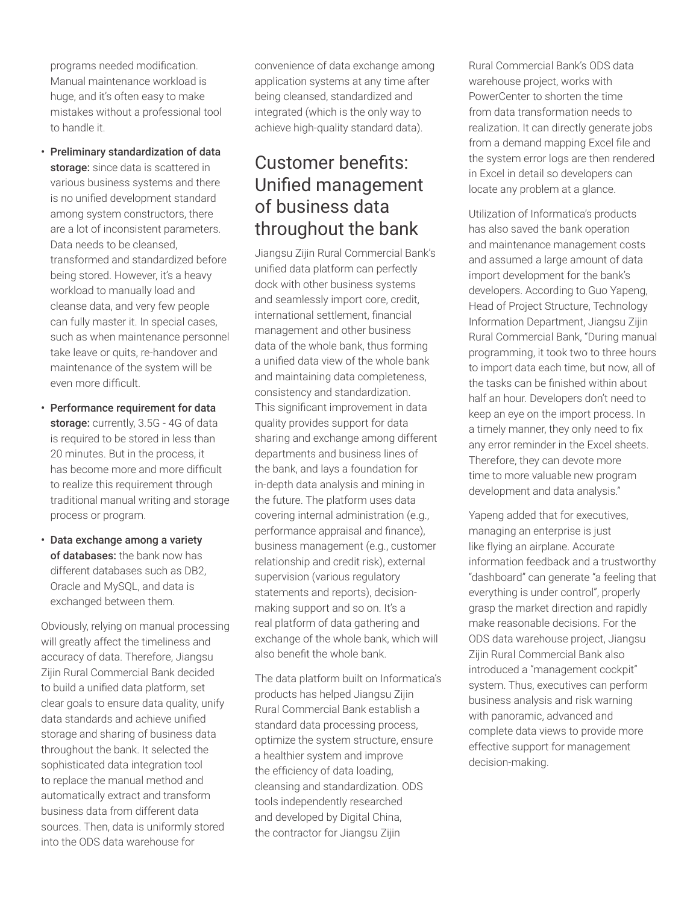programs needed modification. Manual maintenance workload is huge, and it's often easy to make mistakes without a professional tool to handle it.

- **Preliminary standardization of data storage:** since data is scattered in various business systems and there is no unified development standard among system constructors, there are a lot of inconsistent parameters. Data needs to be cleansed, transformed and standardized before being stored. However, it's a heavy workload to manually load and cleanse data, and very few people can fully master it. In special cases, such as when maintenance personnel take leave or quits, re-handover and maintenance of the system will be even more difficult.
- **Performance requirement for data storage:** currently, 3.5G - 4G of data is required to be stored in less than 20 minutes. But in the process, it has become more and more difficult to realize this requirement through traditional manual writing and storage process or program.
- **Data exchange among a variety of databases:** the bank now has different databases such as DB2, Oracle and MySQL, and data is exchanged between them.

Obviously, relying on manual processing will greatly affect the timeliness and accuracy of data. Therefore, Jiangsu Zijin Rural Commercial Bank decided to build a unified data platform, set clear goals to ensure data quality, unify data standards and achieve unified storage and sharing of business data throughout the bank. It selected the sophisticated data integration tool to replace the manual method and automatically extract and transform business data from different data sources. Then, data is uniformly stored into the ODS data warehouse for convenience of data exchange among application systems at any time after being cleansed, standardized and integrated (which is the only way to achieve high-quality standard data).

## Customer benefits: Unified management of business data throughout the bank

Jiangsu Zijin Rural Commercial Bank's unified data platform can perfectly dock with other business systems and seamlessly import core, credit, international settlement, financial management and other business data of the whole bank, thus forming a unified data view of the whole bank and maintaining data completeness, consistency and standardization. This significant improvement in data quality provides support for data sharing and exchange among different departments and business lines of the bank, and lays a foundation for in-depth data analysis and mining in the future. The platform uses data covering internal administration (e.g., performance appraisal and finance), business management (e.g., customer relationship and credit risk), external supervision (various regulatory statements and reports), decision-making support and so on. It's a real platform of data gathering and exchange of the whole bank, which will also benefit the whole bank.

The data platform built on Informatica's products has helped Jiangsu Zijin Rural Commercial Bank establish a standard data processing process, optimize the system structure, ensure a healthier system and improve the efficiency of data loading, cleansing and standardization. ODS tools independently researched and developed by Digital China, the contractor for Jiangsu Zijin Rural Commercial Bank's ODS data warehouse project, works with PowerCenter to shorten the time from data transformation needs to realization. It can directly generate jobs from a demand mapping Excel file and the system error logs are then rendered in Excel in detail so developers can locate any problem at a glance.

Utilization of Informatica's products has also saved the bank operation and maintenance management costs and assumed a large amount of data import development for the bank's developers. According to Guo Yapeng, Head of Project Structure, Technology Information Department, Jiangsu Zijin Rural Commercial Bank, "During manual programming, it took two to three hours to import data each time, but now, all of the tasks can be finished within about half an hour. Developers don't need to keep an eye on the import process. In a timely manner, they only need to fix any error reminder in the Excel sheets. Therefore, they can devote more time to more valuable new program development and data analysis."

Yapeng added that for executives, managing an enterprise is just like flying an airplane. Accurate information feedback and a trustworthy "dashboard" can generate "a feeling that everything is under control", properly grasp the market direction and rapidly make reasonable decisions. For the ODS data warehouse project, Jiangsu Zijin Rural Commercial Bank also introduced a "management cockpit" system. Thus, executives can perform business analysis and risk warning with panoramic, advanced and complete data views to provide more effective support for management decision-making.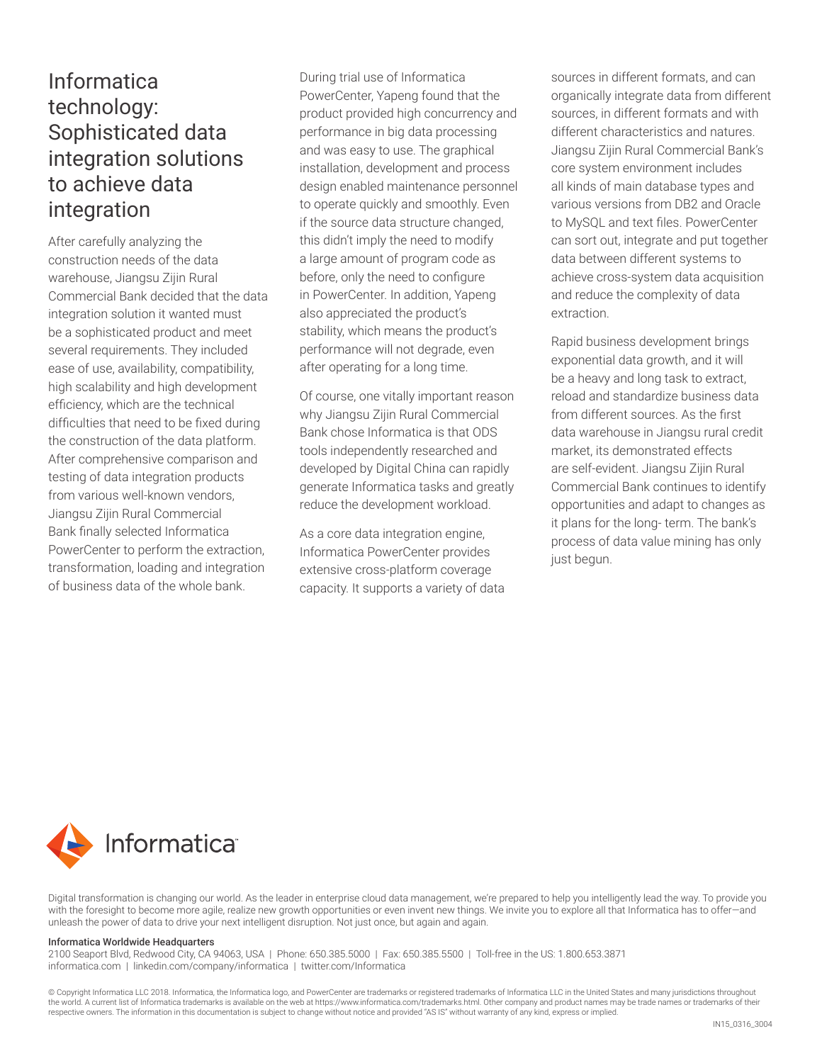## Informatica technology: Sophisticated data integration solutions to achieve data integration

After carefully analyzing the construction needs of the data warehouse, Jiangsu Zijin Rural Commercial Bank decided that the data integration solution it wanted must be a sophisticated product and meet several requirements. They included ease of use, availability, compatibility, high scalability and high development efficiency, which are the technical difficulties that need to be fixed during the construction of the data platform. After comprehensive comparison and testing of data integration products from various well-known vendors, Jiangsu Zijin Rural Commercial Bank finally selected Informatica PowerCenter to perform the extraction, transformation, loading and integration of business data of the whole bank.

During trial use of Informatica PowerCenter, Yapeng found that the product provided high concurrency and performance in big data processing and was easy to use. The graphical installation, development and process design enabled maintenance personnel to operate quickly and smoothly. Even if the source data structure changed, this didn't imply the need to modify a large amount of program code as before, only the need to configure in PowerCenter. In addition, Yapeng also appreciated the product's stability, which means the product's performance will not degrade, even after operating for a long time.

Of course, one vitally important reason why Jiangsu Zijin Rural Commercial Bank chose Informatica is that ODS tools independently researched and developed by Digital China can rapidly generate Informatica tasks and greatly reduce the development workload.

As a core data integration engine, Informatica PowerCenter provides extensive cross-platform coverage capacity. It supports a variety of data sources in different formats, and can organically integrate data from different sources, in different formats and with different characteristics and natures. Jiangsu Zijin Rural Commercial Bank's core system environment includes all kinds of main database types and various versions from DB2 and Oracle to MySQL and text files. PowerCenter can sort out, integrate and put together data between different systems to achieve cross-system data acquisition and reduce the complexity of data extraction.

Rapid business development brings exponential data growth, and it will be a heavy and long task to extract, reload and standardize business data from different sources. As the first data warehouse in Jiangsu rural credit market, its demonstrated effects are self-evident. Jiangsu Zijin Rural Commercial Bank continues to identify opportunities and adapt to changes as it plans for the long- term. The bank's process of data value mining has only just begun.

Informatica™

Digital transformation is changing our world. As the leader in enterprise cloud data management, we're prepared to help you intelligently lead the way. To provide you with the foresight to become more agile, realize new growth opportunities or even invent new things. We invite you to explore all that Informatica has to offer—and unleash the power of data to drive your next intelligent disruption. Not just once, but again and again.

**Informatica Worldwide Headquarters**
2100 Seaport Blvd, Redwood City, CA 94063, USA | Phone: 650.385.5000 | Fax: 650.385.5500 | Toll-free in the US: 1.800.653.3871
informatica.com | linkedin.com/company/informatica | twitter.com/Informatica

© Copyright Informatica LLC 2018. Informatica, the Informatica logo, and PowerCenter are trademarks or registered trademarks of Informatica LLC in the United States and many jurisdictions throughout the world. A current list of Informatica trademarks is available on the web at https://www.informatica.com/trademarks.html. Other company and product names may be trade names or trademarks of their respective owners. The information in this documentation is subject to change without notice and provided "AS IS" without warranty of any kind, express or implied.

IN15_0316_3004